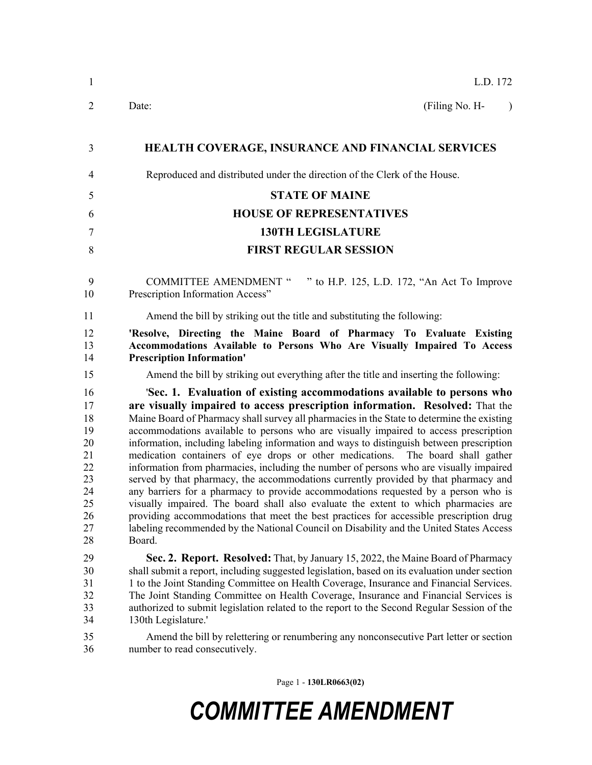L.D. 172

Date: (Filing No. H- )

# HEALTH COVERAGE, INSURANCE AND FINANCIAL SERVICES

Reproduced and distributed under the direction of the Clerk of the House.

## STATE OF MAINE
## HOUSE OF REPRESENTATIVES
## 130TH LEGISLATURE
## FIRST REGULAR SESSION

COMMITTEE AMENDMENT " " to H.P. 125, L.D. 172, "An Act To Improve Prescription Information Access"

Amend the bill by striking out the title and substituting the following:

**'Resolve, Directing the Maine Board of Pharmacy To Evaluate Existing Accommodations Available to Persons Who Are Visually Impaired To Access Prescription Information'**

Amend the bill by striking out everything after the title and inserting the following:

'**Sec. 1. Evaluation of existing accommodations available to persons who are visually impaired to access prescription information. Resolved:** That the Maine Board of Pharmacy shall survey all pharmacies in the State to determine the existing accommodations available to persons who are visually impaired to access prescription information, including labeling information and ways to distinguish between prescription medication containers of eye drops or other medications. The board shall gather information from pharmacies, including the number of persons who are visually impaired served by that pharmacy, the accommodations currently provided by that pharmacy and any barriers for a pharmacy to provide accommodations requested by a person who is visually impaired. The board shall also evaluate the extent to which pharmacies are providing accommodations that meet the best practices for accessible prescription drug labeling recommended by the National Council on Disability and the United States Access Board.

**Sec. 2. Report. Resolved:** That, by January 15, 2022, the Maine Board of Pharmacy shall submit a report, including suggested legislation, based on its evaluation under section 1 to the Joint Standing Committee on Health Coverage, Insurance and Financial Services. The Joint Standing Committee on Health Coverage, Insurance and Financial Services is authorized to submit legislation related to the report to the Second Regular Session of the 130th Legislature.'

Amend the bill by relettering or renumbering any nonconsecutive Part letter or section number to read consecutively.

Page 1 - **130LR0663(02)**

***COMMITTEE AMENDMENT***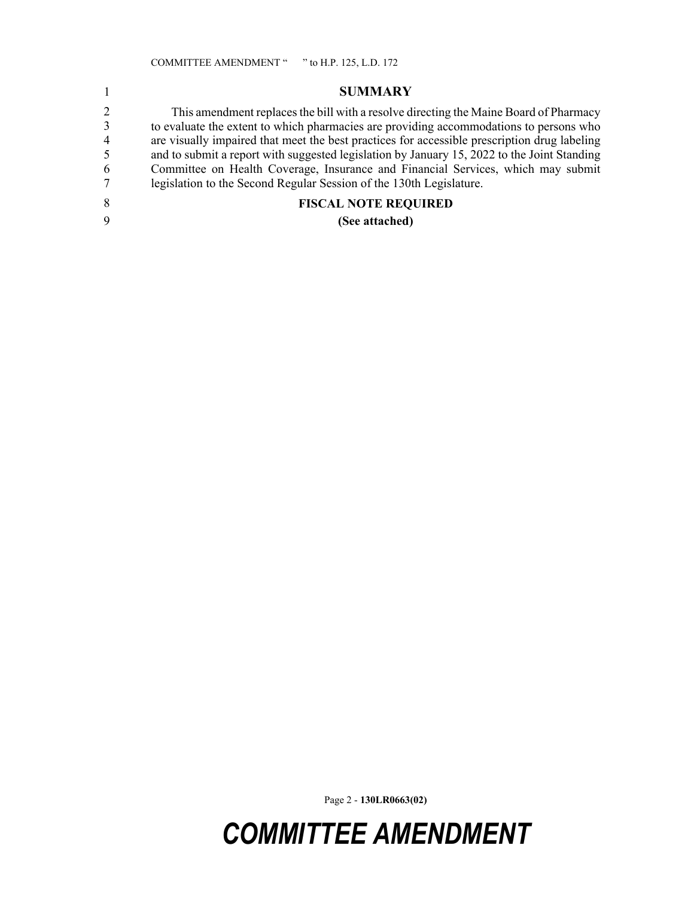## SUMMARY

This amendment replaces the bill with a resolve directing the Maine Board of Pharmacy to evaluate the extent to which pharmacies are providing accommodations to persons who are visually impaired that meet the best practices for accessible prescription drug labeling and to submit a report with suggested legislation by January 15, 2022 to the Joint Standing Committee on Health Coverage, Insurance and Financial Services, which may submit legislation to the Second Regular Session of the 130th Legislature.

**FISCAL NOTE REQUIRED**

**(See attached)**